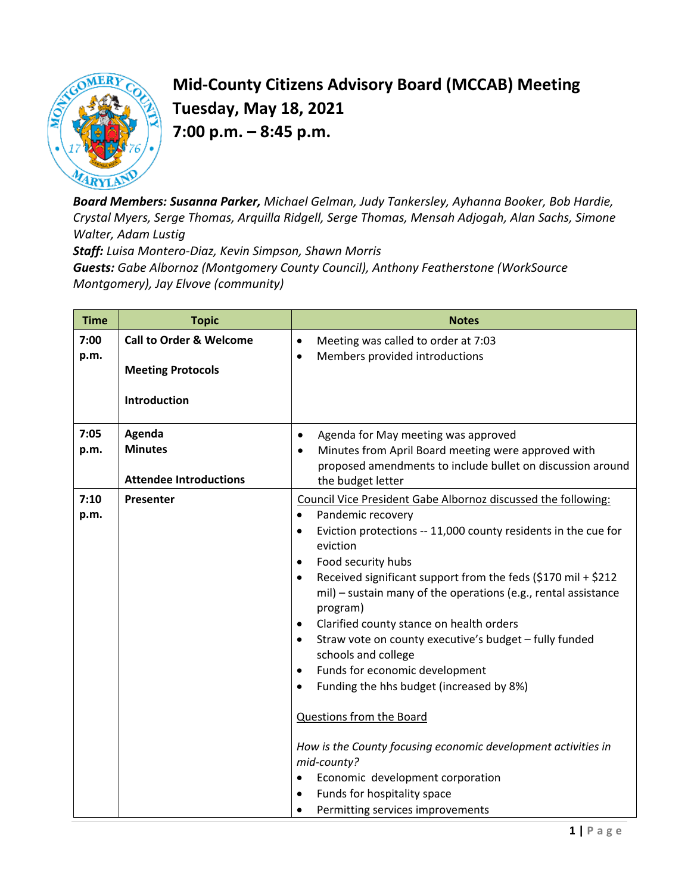# Mid-County Citizens Advisory Board (MCCAB) Meeting
## Tuesday, May 18, 2021
## 7:00 p.m. – 8:45 p.m.

***Board Members: Susanna Parker,*** *Michael Gelman, Judy Tankersley, Ayhanna Booker, Bob Hardie, Crystal Myers, Serge Thomas, Arquilla Ridgell, Serge Thomas, Mensah Adjogah, Alan Sachs, Simone Walter, Adam Lustig*
***Staff:*** *Luisa Montero-Diaz, Kevin Simpson, Shawn Morris*
***Guests:*** *Gabe Albornoz (Montgomery County Council), Anthony Featherstone (WorkSource Montgomery), Jay Elvove (community)*

| Time | Topic | Notes |
|---|---|---|
| **7:00 p.m.** | **Call to Order & Welcome**<br><br>**Meeting Protocols**<br><br>**Introduction** | • Meeting was called to order at 7:03<br>• Members provided introductions |
| **7:05 p.m.** | **Agenda**<br>**Minutes**<br><br>**Attendee Introductions** | • Agenda for May meeting was approved<br>• Minutes from April Board meeting were approved with proposed amendments to include bullet on discussion around the budget letter |
| **7:10 p.m.** | **Presenter** | <u>Council Vice President Gabe Albornoz discussed the following:</u><br>• Pandemic recovery<br>• Eviction protections -- 11,000 county residents in the cue for eviction<br>• Food security hubs<br>• Received significant support from the feds ($170 mil + $212 mil) – sustain many of the operations (e.g., rental assistance program)<br>• Clarified county stance on health orders<br>• Straw vote on county executive's budget – fully funded schools and college<br>• Funds for economic development<br>• Funding the hhs budget (increased by 8%)<br><br><u>Questions from the Board</u><br><br>*How is the County focusing economic development activities in mid-county?*<br>• Economic development corporation<br>• Funds for hospitality space<br>• Permitting services improvements |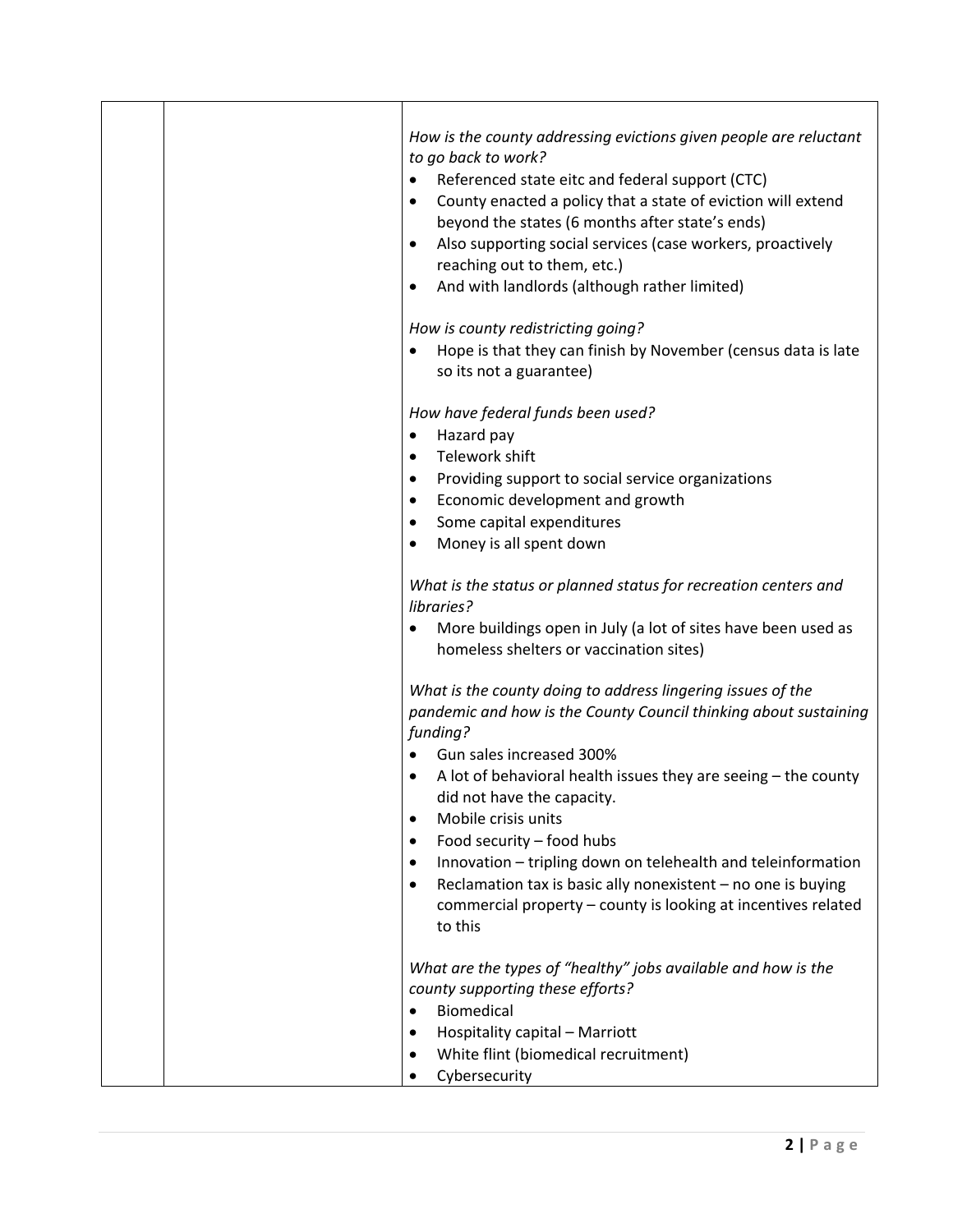| | | *How is the county addressing evictions given people are reluctant to go back to work?*<br>• Referenced state eitc and federal support (CTC)<br>• County enacted a policy that a state of eviction will extend beyond the states (6 months after state's ends)<br>• Also supporting social services (case workers, proactively reaching out to them, etc.)<br>• And with landlords (although rather limited)<br><br>*How is county redistricting going?*<br>• Hope is that they can finish by November (census data is late so its not a guarantee)<br><br>*How have federal funds been used?*<br>• Hazard pay<br>• Telework shift<br>• Providing support to social service organizations<br>• Economic development and growth<br>• Some capital expenditures<br>• Money is all spent down<br><br>*What is the status or planned status for recreation centers and libraries?*<br>• More buildings open in July (a lot of sites have been used as homeless shelters or vaccination sites)<br><br>*What is the county doing to address lingering issues of the pandemic and how is the County Council thinking about sustaining funding?*<br>• Gun sales increased 300%<br>• A lot of behavioral health issues they are seeing – the county did not have the capacity.<br>• Mobile crisis units<br>• Food security – food hubs<br>• Innovation – tripling down on telehealth and teleinformation<br>• Reclamation tax is basic ally nonexistent – no one is buying commercial property – county is looking at incentives related to this<br><br>*What are the types of "healthy" jobs available and how is the county supporting these efforts?*<br>• Biomedical<br>• Hospitality capital – Marriott<br>• White flint (biomedical recruitment)<br>• Cybersecurity |
|---|---|---|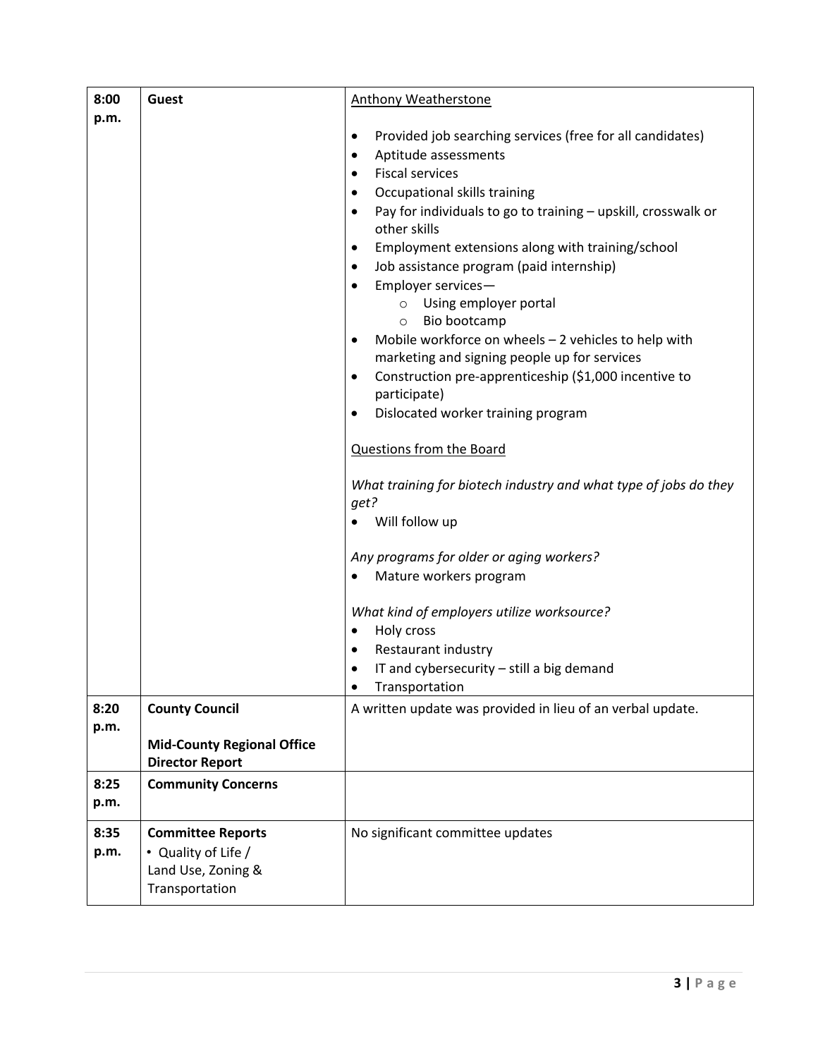| | | |
|---|---|---|
| 8:00 p.m. | **Guest** | Anthony Weatherstone<br><br>• Provided job searching services (free for all candidates)<br>• Aptitude assessments<br>• Fiscal services<br>• Occupational skills training<br>• Pay for individuals to go to training – upskill, crosswalk or other skills<br>• Employment extensions along with training/school<br>• Job assistance program (paid internship)<br>• Employer services—<br>&nbsp;&nbsp;&nbsp;&nbsp;o Using employer portal<br>&nbsp;&nbsp;&nbsp;&nbsp;o Bio bootcamp<br>• Mobile workforce on wheels – 2 vehicles to help with marketing and signing people up for services<br>• Construction pre-apprenticeship ($1,000 incentive to participate)<br>• Dislocated worker training program<br><br>Questions from the Board<br><br>*What training for biotech industry and what type of jobs do they get?*<br>• Will follow up<br><br>*Any programs for older or aging workers?*<br>• Mature workers program<br><br>*What kind of employers utilize worksource?*<br>• Holy cross<br>• Restaurant industry<br>• IT and cybersecurity – still a big demand<br>• Transportation |
| 8:20 p.m. | **County Council**<br><br>**Mid-County Regional Office Director Report** | A written update was provided in lieu of an verbal update. |
| 8:25 p.m. | **Community Concerns** | |
| 8:35 p.m. | **Committee Reports**<br>• Quality of Life / Land Use, Zoning & Transportation | No significant committee updates |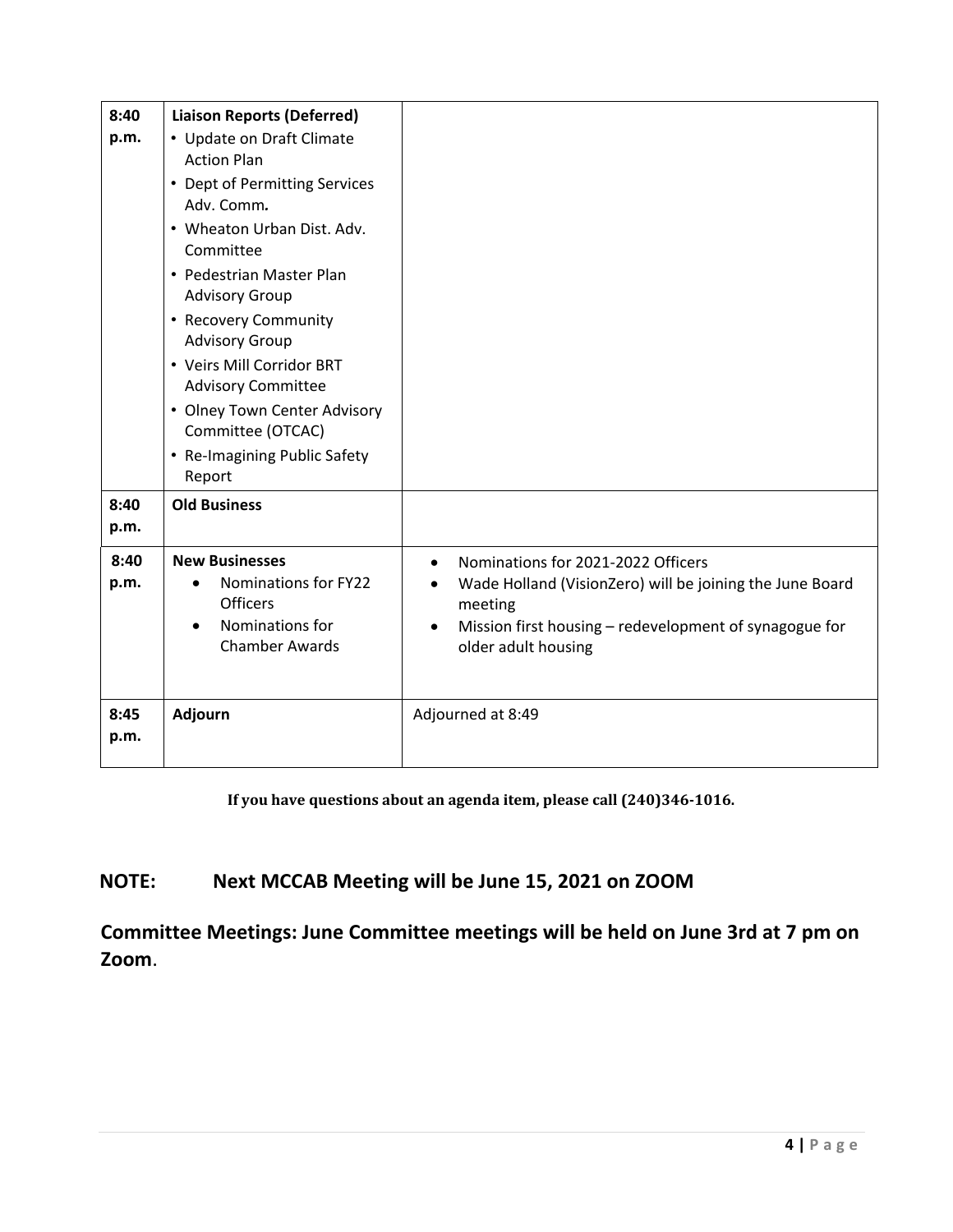| | | |
|---|---|---|
| 8:40 p.m. | **Liaison Reports (Deferred)**<br>• Update on Draft Climate Action Plan<br>• Dept of Permitting Services Adv. Comm.<br>• Wheaton Urban Dist. Adv. Committee<br>• Pedestrian Master Plan Advisory Group<br>• Recovery Community Advisory Group<br>• Veirs Mill Corridor BRT Advisory Committee<br>• Olney Town Center Advisory Committee (OTCAC)<br>• Re-Imagining Public Safety Report | |
| 8:40 p.m. | **Old Business** | |
| 8:40 p.m. | **New Businesses**<br>• Nominations for FY22 Officers<br>• Nominations for Chamber Awards | • Nominations for 2021-2022 Officers<br>• Wade Holland (VisionZero) will be joining the June Board meeting<br>• Mission first housing – redevelopment of synagogue for older adult housing |
| 8:45 p.m. | **Adjourn** | Adjourned at 8:49 |

**If you have questions about an agenda item, please call (240)346-1016.**

## NOTE: Next MCCAB Meeting will be June 15, 2021 on ZOOM

## Committee Meetings: June Committee meetings will be held on June 3rd at 7 pm on Zoom.